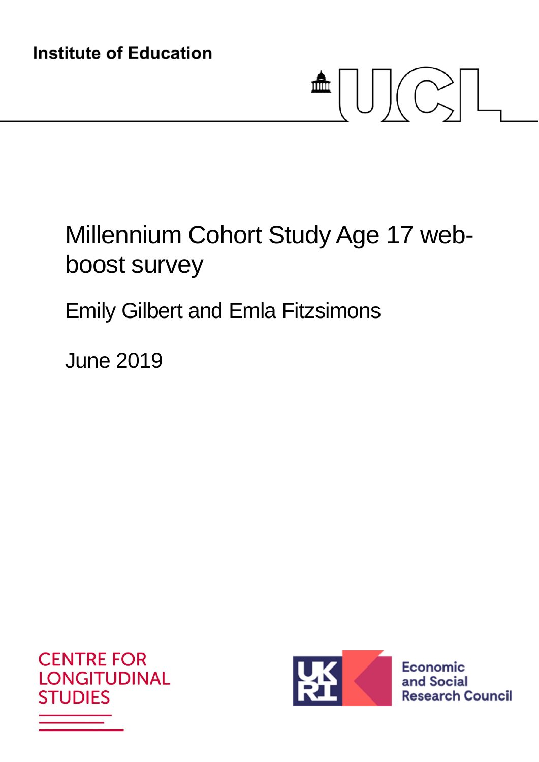Institute of Education

UCL

# Millennium Cohort Study Age 17 web-boost survey

Emily Gilbert and Emla Fitzsimons

June 2019

CENTRE FOR LONGITUDINAL STUDIES

UKRI Economic and Social Research Council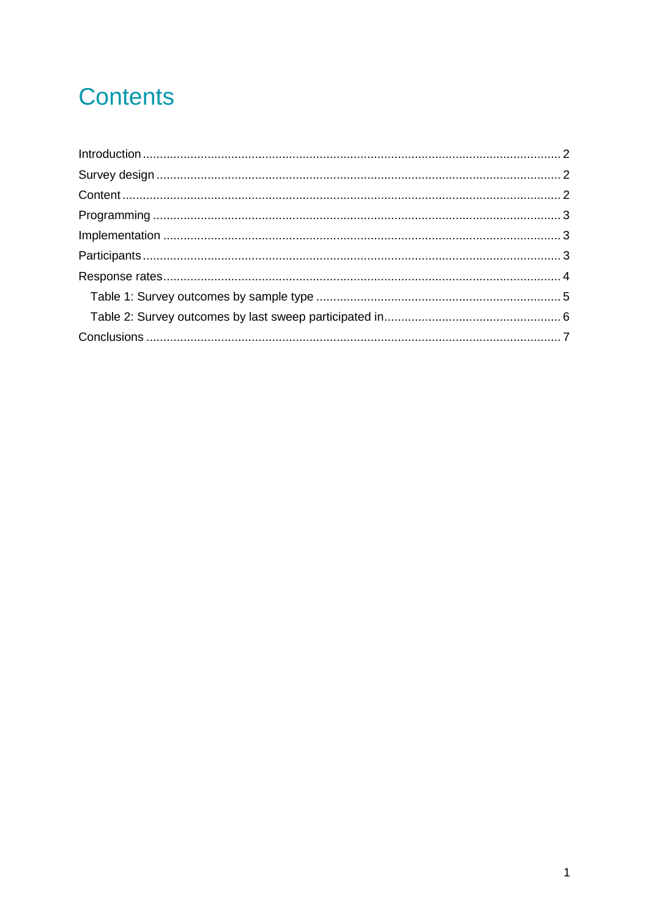# Contents

Introduction ........................................................................................................................ 2
Survey design ..................................................................................................................... 2
Content ............................................................................................................................... 2
Programming ...................................................................................................................... 3
Implementation ................................................................................................................... 3
Participants ......................................................................................................................... 3
Response rates ................................................................................................................... 4
    Table 1: Survey outcomes by sample type ...................................................................... 5
    Table 2: Survey outcomes by last sweep participated in .................................................. 6
Conclusions ........................................................................................................................ 7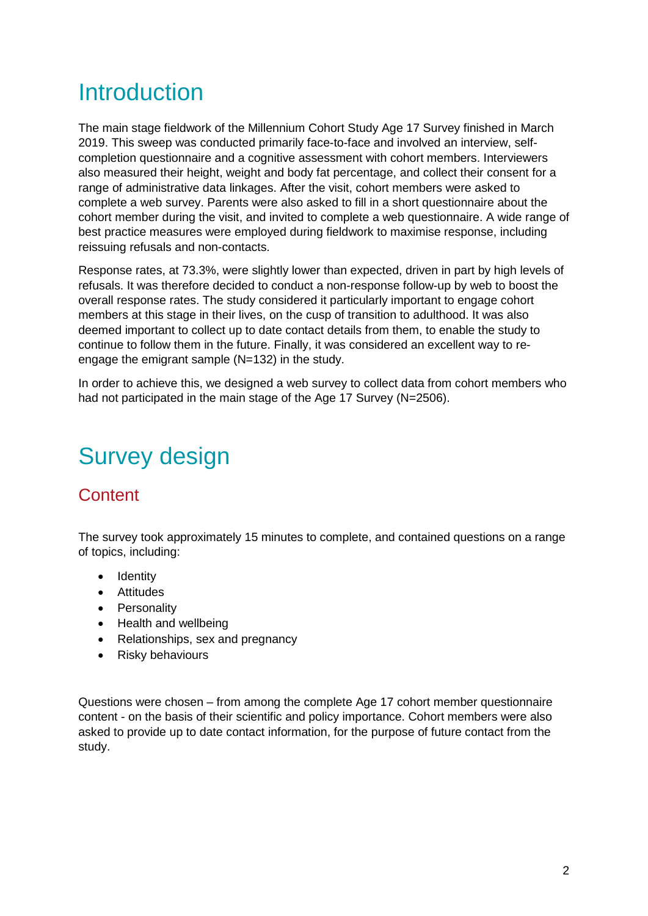# Introduction

The main stage fieldwork of the Millennium Cohort Study Age 17 Survey finished in March 2019. This sweep was conducted primarily face-to-face and involved an interview, self-completion questionnaire and a cognitive assessment with cohort members. Interviewers also measured their height, weight and body fat percentage, and collect their consent for a range of administrative data linkages. After the visit, cohort members were asked to complete a web survey. Parents were also asked to fill in a short questionnaire about the cohort member during the visit, and invited to complete a web questionnaire. A wide range of best practice measures were employed during fieldwork to maximise response, including reissuing refusals and non-contacts.

Response rates, at 73.3%, were slightly lower than expected, driven in part by high levels of refusals. It was therefore decided to conduct a non-response follow-up by web to boost the overall response rates. The study considered it particularly important to engage cohort members at this stage in their lives, on the cusp of transition to adulthood. It was also deemed important to collect up to date contact details from them, to enable the study to continue to follow them in the future. Finally, it was considered an excellent way to re-engage the emigrant sample (N=132) in the study.

In order to achieve this, we designed a web survey to collect data from cohort members who had not participated in the main stage of the Age 17 Survey (N=2506).

# Survey design

## Content

The survey took approximately 15 minutes to complete, and contained questions on a range of topics, including:

- Identity
- Attitudes
- Personality
- Health and wellbeing
- Relationships, sex and pregnancy
- Risky behaviours

Questions were chosen – from among the complete Age 17 cohort member questionnaire content - on the basis of their scientific and policy importance. Cohort members were also asked to provide up to date contact information, for the purpose of future contact from the study.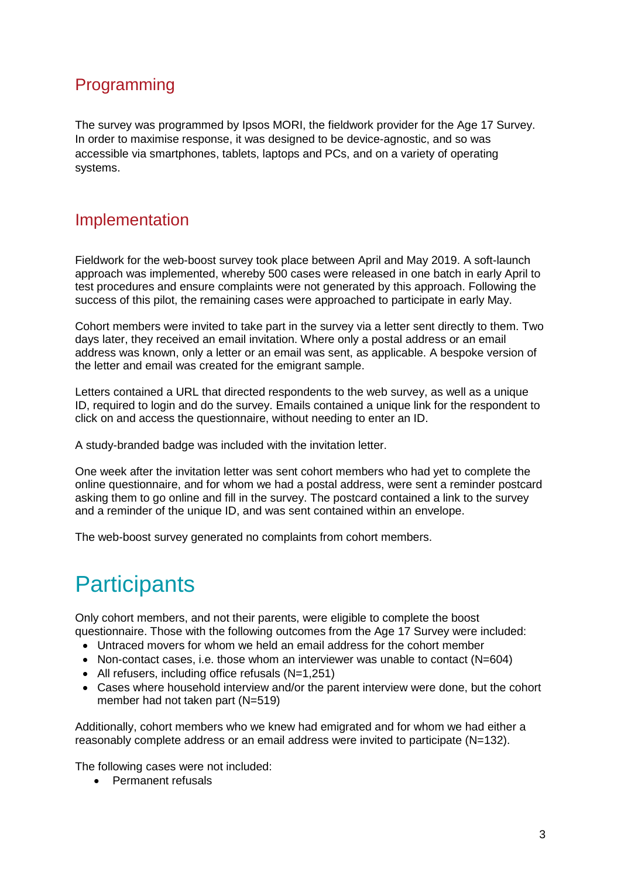## Programming

The survey was programmed by Ipsos MORI, the fieldwork provider for the Age 17 Survey. In order to maximise response, it was designed to be device-agnostic, and so was accessible via smartphones, tablets, laptops and PCs, and on a variety of operating systems.

## Implementation

Fieldwork for the web-boost survey took place between April and May 2019. A soft-launch approach was implemented, whereby 500 cases were released in one batch in early April to test procedures and ensure complaints were not generated by this approach. Following the success of this pilot, the remaining cases were approached to participate in early May.

Cohort members were invited to take part in the survey via a letter sent directly to them. Two days later, they received an email invitation. Where only a postal address or an email address was known, only a letter or an email was sent, as applicable. A bespoke version of the letter and email was created for the emigrant sample.

Letters contained a URL that directed respondents to the web survey, as well as a unique ID, required to login and do the survey. Emails contained a unique link for the respondent to click on and access the questionnaire, without needing to enter an ID.

A study-branded badge was included with the invitation letter.

One week after the invitation letter was sent cohort members who had yet to complete the online questionnaire, and for whom we had a postal address, were sent a reminder postcard asking them to go online and fill in the survey. The postcard contained a link to the survey and a reminder of the unique ID, and was sent contained within an envelope.

The web-boost survey generated no complaints from cohort members.

# Participants

Only cohort members, and not their parents, were eligible to complete the boost questionnaire. Those with the following outcomes from the Age 17 Survey were included:

- Untraced movers for whom we held an email address for the cohort member
- Non-contact cases, i.e. those whom an interviewer was unable to contact (N=604)
- All refusers, including office refusals (N=1,251)
- Cases where household interview and/or the parent interview were done, but the cohort member had not taken part (N=519)

Additionally, cohort members who we knew had emigrated and for whom we had either a reasonably complete address or an email address were invited to participate (N=132).

The following cases were not included:

- Permanent refusals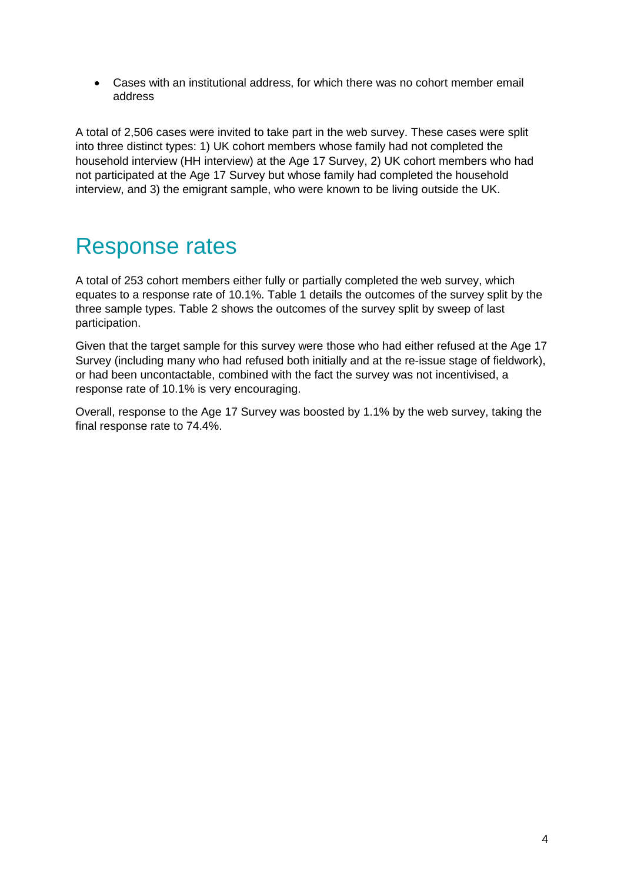- Cases with an institutional address, for which there was no cohort member email address

A total of 2,506 cases were invited to take part in the web survey. These cases were split into three distinct types: 1) UK cohort members whose family had not completed the household interview (HH interview) at the Age 17 Survey, 2) UK cohort members who had not participated at the Age 17 Survey but whose family had completed the household interview, and 3) the emigrant sample, who were known to be living outside the UK.

# Response rates

A total of 253 cohort members either fully or partially completed the web survey, which equates to a response rate of 10.1%. Table 1 details the outcomes of the survey split by the three sample types. Table 2 shows the outcomes of the survey split by sweep of last participation.

Given that the target sample for this survey were those who had either refused at the Age 17 Survey (including many who had refused both initially and at the re-issue stage of fieldwork), or had been uncontactable, combined with the fact the survey was not incentivised, a response rate of 10.1% is very encouraging.

Overall, response to the Age 17 Survey was boosted by 1.1% by the web survey, taking the final response rate to 74.4%.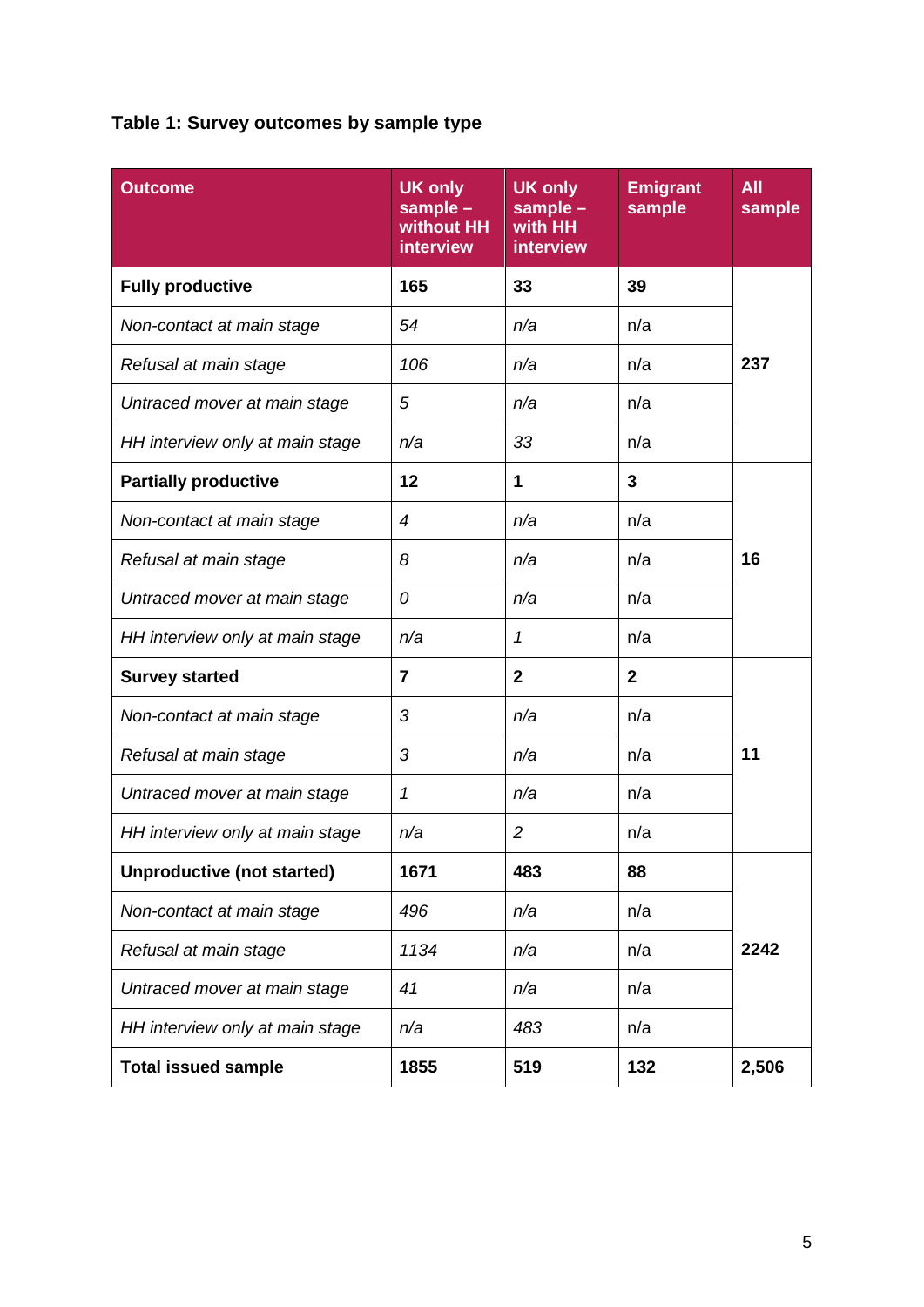**Table 1: Survey outcomes by sample type**

| Outcome | UK only sample – without HH interview | UK only sample – with HH interview | Emigrant sample | All sample |
|---|---|---|---|---|
| **Fully productive** | **165** | **33** | **39** | **237** |
| *Non-contact at main stage* | *54* | *n/a* | n/a | |
| *Refusal at main stage* | *106* | *n/a* | n/a | |
| *Untraced mover at main stage* | *5* | *n/a* | n/a | |
| *HH interview only at main stage* | *n/a* | *33* | n/a | |
| **Partially productive** | **12** | **1** | **3** | **16** |
| *Non-contact at main stage* | *4* | *n/a* | n/a | |
| *Refusal at main stage* | *8* | *n/a* | n/a | |
| *Untraced mover at main stage* | *0* | *n/a* | n/a | |
| *HH interview only at main stage* | *n/a* | *1* | n/a | |
| **Survey started** | **7** | **2** | **2** | **11** |
| *Non-contact at main stage* | *3* | *n/a* | n/a | |
| *Refusal at main stage* | *3* | *n/a* | n/a | |
| *Untraced mover at main stage* | *1* | *n/a* | n/a | |
| *HH interview only at main stage* | *n/a* | *2* | n/a | |
| **Unproductive (not started)** | **1671** | **483** | **88** | **2242** |
| *Non-contact at main stage* | *496* | *n/a* | n/a | |
| *Refusal at main stage* | *1134* | *n/a* | n/a | |
| *Untraced mover at main stage* | *41* | *n/a* | n/a | |
| *HH interview only at main stage* | *n/a* | *483* | n/a | |
| **Total issued sample** | **1855** | **519** | **132** | **2,506** |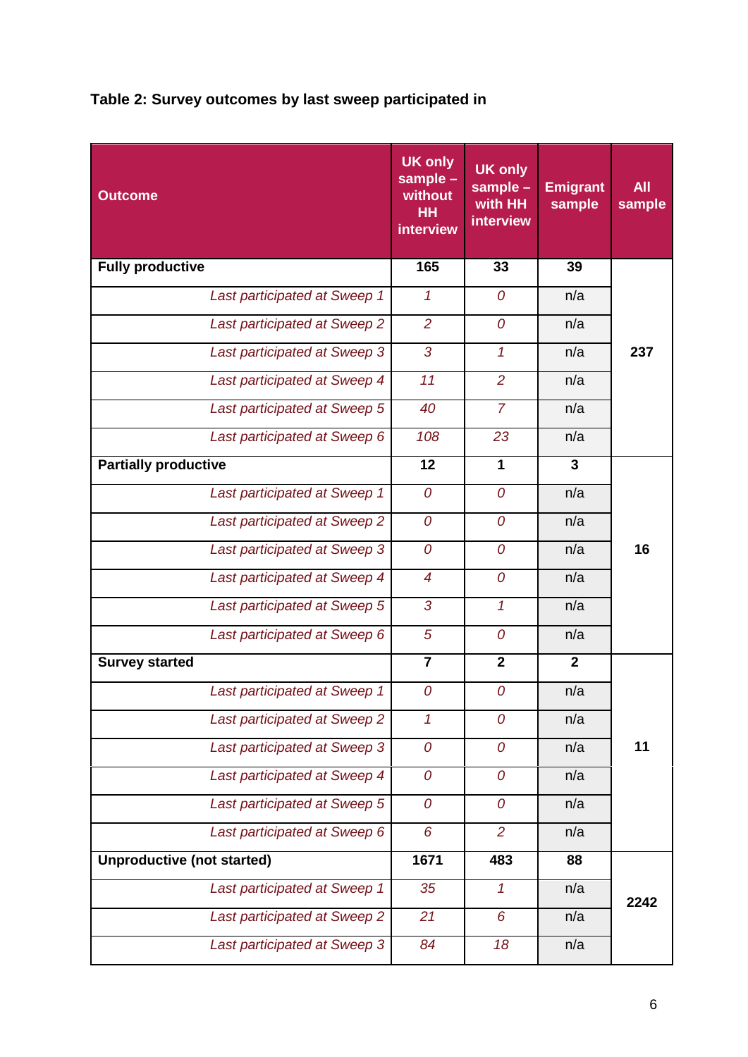**Table 2: Survey outcomes by last sweep participated in**

| Outcome | UK only sample – without HH interview | UK only sample – with HH interview | Emigrant sample | All sample |
|---|---|---|---|---|
| **Fully productive** | **165** | **33** | **39** | **237** |
| *Last participated at Sweep 1* | *1* | *0* | n/a | |
| *Last participated at Sweep 2* | *2* | *0* | n/a | |
| *Last participated at Sweep 3* | *3* | *1* | n/a | |
| *Last participated at Sweep 4* | *11* | *2* | n/a | |
| *Last participated at Sweep 5* | *40* | *7* | n/a | |
| *Last participated at Sweep 6* | *108* | *23* | n/a | |
| **Partially productive** | **12** | **1** | **3** | **16** |
| *Last participated at Sweep 1* | *0* | *0* | n/a | |
| *Last participated at Sweep 2* | *0* | *0* | n/a | |
| *Last participated at Sweep 3* | *0* | *0* | n/a | |
| *Last participated at Sweep 4* | *4* | *0* | n/a | |
| *Last participated at Sweep 5* | *3* | *1* | n/a | |
| *Last participated at Sweep 6* | *5* | *0* | n/a | |
| **Survey started** | **7** | **2** | **2** | **11** |
| *Last participated at Sweep 1* | *0* | *0* | n/a | |
| *Last participated at Sweep 2* | *1* | *0* | n/a | |
| *Last participated at Sweep 3* | *0* | *0* | n/a | |
| *Last participated at Sweep 4* | *0* | *0* | n/a | |
| *Last participated at Sweep 5* | *0* | *0* | n/a | |
| *Last participated at Sweep 6* | *6* | *2* | n/a | |
| **Unproductive (not started)** | **1671** | **483** | **88** | **2242** |
| *Last participated at Sweep 1* | *35* | *1* | n/a | |
| *Last participated at Sweep 2* | *21* | *6* | n/a | |
| *Last participated at Sweep 3* | *84* | *18* | n/a | |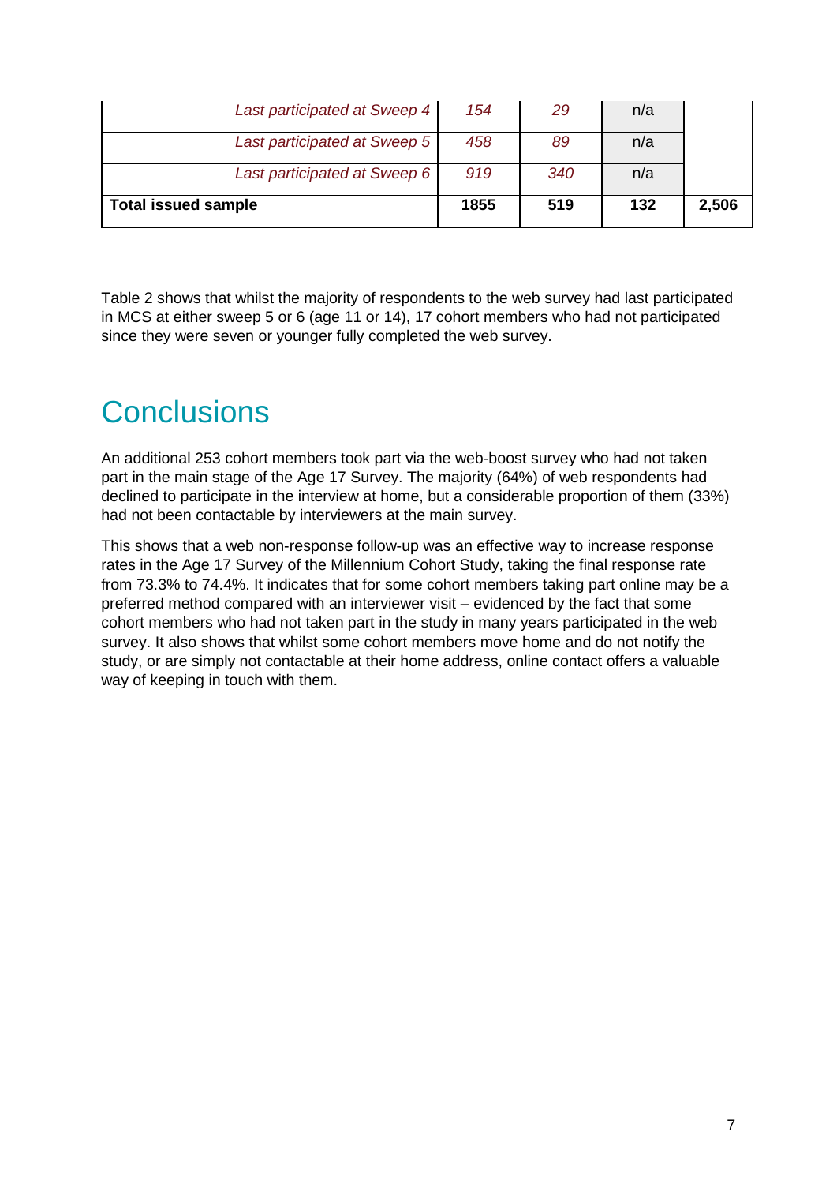| | | | | |
|---|---|---|---|---|
| *Last participated at Sweep 4* | *154* | *29* | n/a | |
| *Last participated at Sweep 5* | *458* | *89* | n/a | |
| *Last participated at Sweep 6* | *919* | *340* | n/a | |
| **Total issued sample** | **1855** | **519** | **132** | **2,506** |

Table 2 shows that whilst the majority of respondents to the web survey had last participated in MCS at either sweep 5 or 6 (age 11 or 14), 17 cohort members who had not participated since they were seven or younger fully completed the web survey.

# Conclusions

An additional 253 cohort members took part via the web-boost survey who had not taken part in the main stage of the Age 17 Survey. The majority (64%) of web respondents had declined to participate in the interview at home, but a considerable proportion of them (33%) had not been contactable by interviewers at the main survey.

This shows that a web non-response follow-up was an effective way to increase response rates in the Age 17 Survey of the Millennium Cohort Study, taking the final response rate from 73.3% to 74.4%. It indicates that for some cohort members taking part online may be a preferred method compared with an interviewer visit – evidenced by the fact that some cohort members who had not taken part in the study in many years participated in the web survey. It also shows that whilst some cohort members move home and do not notify the study, or are simply not contactable at their home address, online contact offers a valuable way of keeping in touch with them.